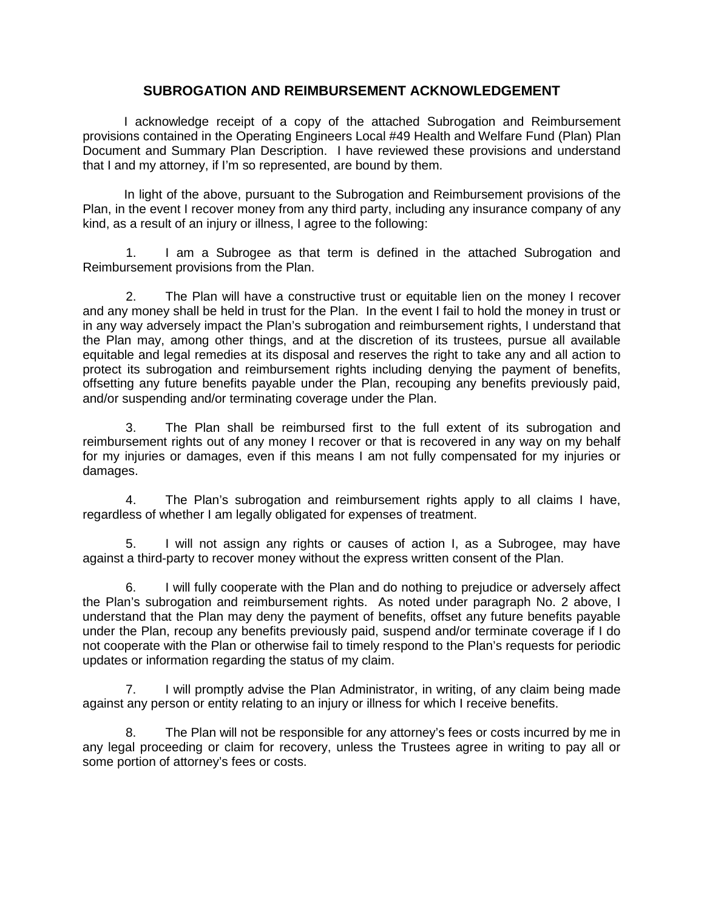## SUBROGATION AND REIMBURSEMENT ACKNOWLEDGEMENT

I acknowledge receipt of a copy of the attached Subrogation and Reimbursement provisions contained in the Operating Engineers Local #49 Health and Welfare Fund (Plan) Plan Document and Summary Plan Description. I have reviewed these provisions and understand that I and my attorney, if I'm so represented, are bound by them.

In light of the above, pursuant to the Subrogation and Reimbursement provisions of the Plan, in the event I recover money from any third party, including any insurance company of any kind, as a result of an injury or illness, I agree to the following:

1. I am a Subrogee as that term is defined in the attached Subrogation and Reimbursement provisions from the Plan.

2. The Plan will have a constructive trust or equitable lien on the money I recover and any money shall be held in trust for the Plan. In the event I fail to hold the money in trust or in any way adversely impact the Plan's subrogation and reimbursement rights, I understand that the Plan may, among other things, and at the discretion of its trustees, pursue all available equitable and legal remedies at its disposal and reserves the right to take any and all action to protect its subrogation and reimbursement rights including denying the payment of benefits, offsetting any future benefits payable under the Plan, recouping any benefits previously paid, and/or suspending and/or terminating coverage under the Plan.

3. The Plan shall be reimbursed first to the full extent of its subrogation and reimbursement rights out of any money I recover or that is recovered in any way on my behalf for my injuries or damages, even if this means I am not fully compensated for my injuries or damages.

4. The Plan's subrogation and reimbursement rights apply to all claims I have, regardless of whether I am legally obligated for expenses of treatment.

5. I will not assign any rights or causes of action I, as a Subrogee, may have against a third-party to recover money without the express written consent of the Plan.

6. I will fully cooperate with the Plan and do nothing to prejudice or adversely affect the Plan's subrogation and reimbursement rights. As noted under paragraph No. 2 above, I understand that the Plan may deny the payment of benefits, offset any future benefits payable under the Plan, recoup any benefits previously paid, suspend and/or terminate coverage if I do not cooperate with the Plan or otherwise fail to timely respond to the Plan's requests for periodic updates or information regarding the status of my claim.

7. I will promptly advise the Plan Administrator, in writing, of any claim being made against any person or entity relating to an injury or illness for which I receive benefits.

8. The Plan will not be responsible for any attorney's fees or costs incurred by me in any legal proceeding or claim for recovery, unless the Trustees agree in writing to pay all or some portion of attorney's fees or costs.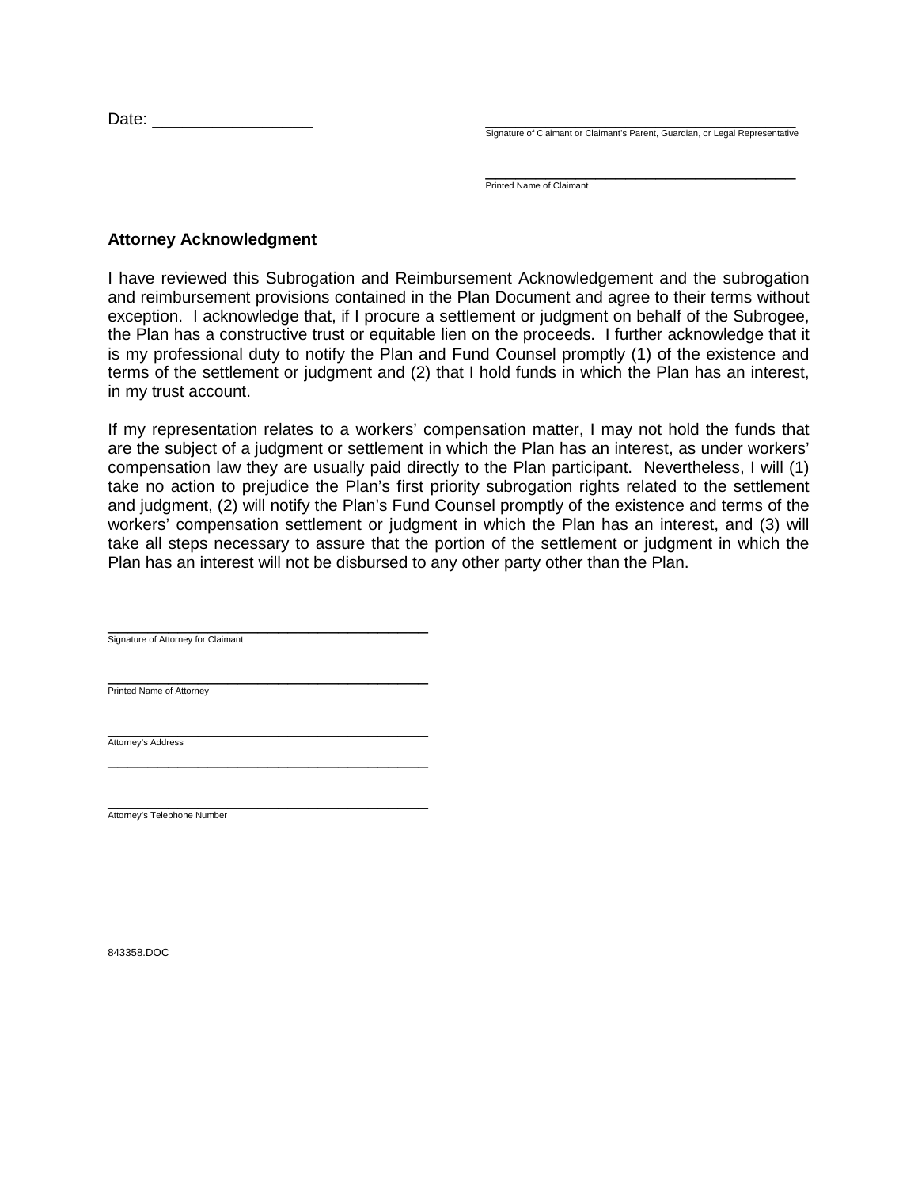Date: _________________

_________________________________________
Signature of Claimant or Claimant's Parent, Guardian, or Legal Representative

_________________________________________
Printed Name of Claimant

**Attorney Acknowledgment**

I have reviewed this Subrogation and Reimbursement Acknowledgement and the subrogation and reimbursement provisions contained in the Plan Document and agree to their terms without exception. I acknowledge that, if I procure a settlement or judgment on behalf of the Subrogee, the Plan has a constructive trust or equitable lien on the proceeds. I further acknowledge that it is my professional duty to notify the Plan and Fund Counsel promptly (1) of the existence and terms of the settlement or judgment and (2) that I hold funds in which the Plan has an interest, in my trust account.

If my representation relates to a workers' compensation matter, I may not hold the funds that are the subject of a judgment or settlement in which the Plan has an interest, as under workers' compensation law they are usually paid directly to the Plan participant. Nevertheless, I will (1) take no action to prejudice the Plan's first priority subrogation rights related to the settlement and judgment, (2) will notify the Plan's Fund Counsel promptly of the existence and terms of the workers' compensation settlement or judgment in which the Plan has an interest, and (3) will take all steps necessary to assure that the portion of the settlement or judgment in which the Plan has an interest will not be disbursed to any other party other than the Plan.

_________________________________________
Signature of Attorney for Claimant

_________________________________________
Printed Name of Attorney

_________________________________________
Attorney's Address

_________________________________________

_________________________________________
Attorney's Telephone Number

843358.DOC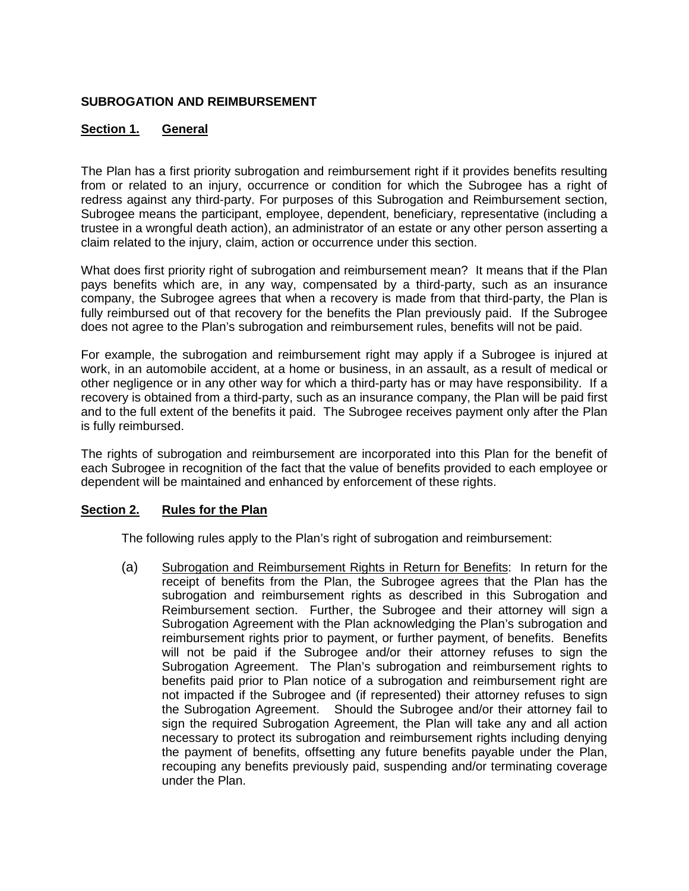## SUBROGATION AND REIMBURSEMENT

### Section 1. General

The Plan has a first priority subrogation and reimbursement right if it provides benefits resulting from or related to an injury, occurrence or condition for which the Subrogee has a right of redress against any third-party. For purposes of this Subrogation and Reimbursement section, Subrogee means the participant, employee, dependent, beneficiary, representative (including a trustee in a wrongful death action), an administrator of an estate or any other person asserting a claim related to the injury, claim, action or occurrence under this section.

What does first priority right of subrogation and reimbursement mean? It means that if the Plan pays benefits which are, in any way, compensated by a third-party, such as an insurance company, the Subrogee agrees that when a recovery is made from that third-party, the Plan is fully reimbursed out of that recovery for the benefits the Plan previously paid. If the Subrogee does not agree to the Plan's subrogation and reimbursement rules, benefits will not be paid.

For example, the subrogation and reimbursement right may apply if a Subrogee is injured at work, in an automobile accident, at a home or business, in an assault, as a result of medical or other negligence or in any other way for which a third-party has or may have responsibility. If a recovery is obtained from a third-party, such as an insurance company, the Plan will be paid first and to the full extent of the benefits it paid. The Subrogee receives payment only after the Plan is fully reimbursed.

The rights of subrogation and reimbursement are incorporated into this Plan for the benefit of each Subrogee in recognition of the fact that the value of benefits provided to each employee or dependent will be maintained and enhanced by enforcement of these rights.

### Section 2. Rules for the Plan

The following rules apply to the Plan's right of subrogation and reimbursement:

(a) Subrogation and Reimbursement Rights in Return for Benefits: In return for the receipt of benefits from the Plan, the Subrogee agrees that the Plan has the subrogation and reimbursement rights as described in this Subrogation and Reimbursement section. Further, the Subrogee and their attorney will sign a Subrogation Agreement with the Plan acknowledging the Plan's subrogation and reimbursement rights prior to payment, or further payment, of benefits. Benefits will not be paid if the Subrogee and/or their attorney refuses to sign the Subrogation Agreement. The Plan's subrogation and reimbursement rights to benefits paid prior to Plan notice of a subrogation and reimbursement right are not impacted if the Subrogee and (if represented) their attorney refuses to sign the Subrogation Agreement. Should the Subrogee and/or their attorney fail to sign the required Subrogation Agreement, the Plan will take any and all action necessary to protect its subrogation and reimbursement rights including denying the payment of benefits, offsetting any future benefits payable under the Plan, recouping any benefits previously paid, suspending and/or terminating coverage under the Plan.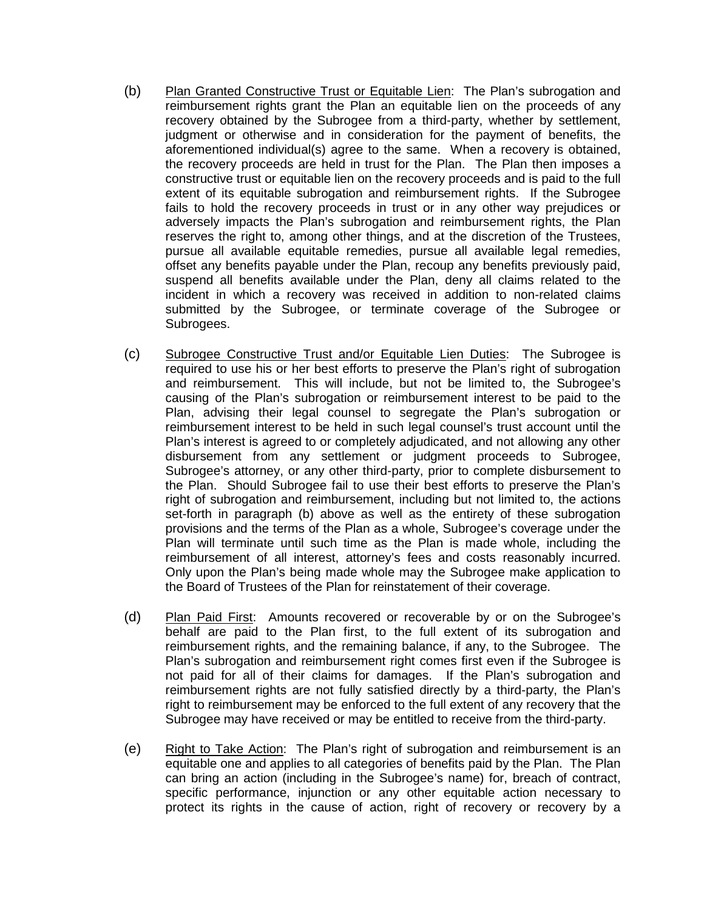(b) Plan Granted Constructive Trust or Equitable Lien: The Plan's subrogation and reimbursement rights grant the Plan an equitable lien on the proceeds of any recovery obtained by the Subrogee from a third-party, whether by settlement, judgment or otherwise and in consideration for the payment of benefits, the aforementioned individual(s) agree to the same. When a recovery is obtained, the recovery proceeds are held in trust for the Plan. The Plan then imposes a constructive trust or equitable lien on the recovery proceeds and is paid to the full extent of its equitable subrogation and reimbursement rights. If the Subrogee fails to hold the recovery proceeds in trust or in any other way prejudices or adversely impacts the Plan's subrogation and reimbursement rights, the Plan reserves the right to, among other things, and at the discretion of the Trustees, pursue all available equitable remedies, pursue all available legal remedies, offset any benefits payable under the Plan, recoup any benefits previously paid, suspend all benefits available under the Plan, deny all claims related to the incident in which a recovery was received in addition to non-related claims submitted by the Subrogee, or terminate coverage of the Subrogee or Subrogees.

(c) Subrogee Constructive Trust and/or Equitable Lien Duties: The Subrogee is required to use his or her best efforts to preserve the Plan's right of subrogation and reimbursement. This will include, but not be limited to, the Subrogee's causing of the Plan's subrogation or reimbursement interest to be paid to the Plan, advising their legal counsel to segregate the Plan's subrogation or reimbursement interest to be held in such legal counsel's trust account until the Plan's interest is agreed to or completely adjudicated, and not allowing any other disbursement from any settlement or judgment proceeds to Subrogee, Subrogee's attorney, or any other third-party, prior to complete disbursement to the Plan. Should Subrogee fail to use their best efforts to preserve the Plan's right of subrogation and reimbursement, including but not limited to, the actions set-forth in paragraph (b) above as well as the entirety of these subrogation provisions and the terms of the Plan as a whole, Subrogee's coverage under the Plan will terminate until such time as the Plan is made whole, including the reimbursement of all interest, attorney's fees and costs reasonably incurred. Only upon the Plan's being made whole may the Subrogee make application to the Board of Trustees of the Plan for reinstatement of their coverage.

(d) Plan Paid First: Amounts recovered or recoverable by or on the Subrogee's behalf are paid to the Plan first, to the full extent of its subrogation and reimbursement rights, and the remaining balance, if any, to the Subrogee. The Plan's subrogation and reimbursement right comes first even if the Subrogee is not paid for all of their claims for damages. If the Plan's subrogation and reimbursement rights are not fully satisfied directly by a third-party, the Plan's right to reimbursement may be enforced to the full extent of any recovery that the Subrogee may have received or may be entitled to receive from the third-party.

(e) Right to Take Action: The Plan's right of subrogation and reimbursement is an equitable one and applies to all categories of benefits paid by the Plan. The Plan can bring an action (including in the Subrogee's name) for, breach of contract, specific performance, injunction or any other equitable action necessary to protect its rights in the cause of action, right of recovery or recovery by a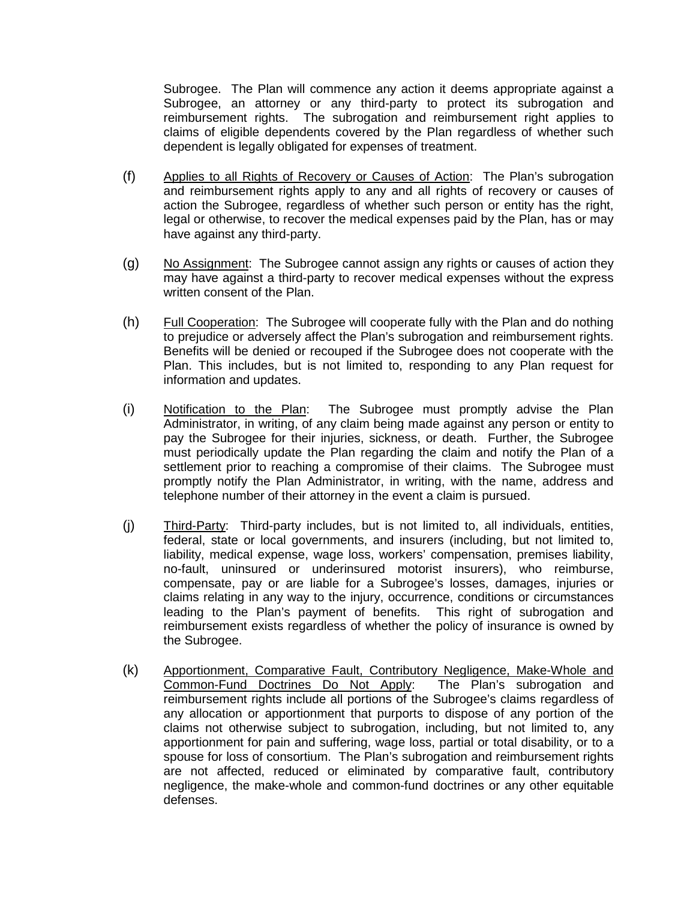Subrogee. The Plan will commence any action it deems appropriate against a Subrogee, an attorney or any third-party to protect its subrogation and reimbursement rights. The subrogation and reimbursement right applies to claims of eligible dependents covered by the Plan regardless of whether such dependent is legally obligated for expenses of treatment.

(f) <u>Applies to all Rights of Recovery or Causes of Action</u>: The Plan's subrogation and reimbursement rights apply to any and all rights of recovery or causes of action the Subrogee, regardless of whether such person or entity has the right, legal or otherwise, to recover the medical expenses paid by the Plan, has or may have against any third-party.

(g) <u>No Assignment</u>: The Subrogee cannot assign any rights or causes of action they may have against a third-party to recover medical expenses without the express written consent of the Plan.

(h) <u>Full Cooperation</u>: The Subrogee will cooperate fully with the Plan and do nothing to prejudice or adversely affect the Plan's subrogation and reimbursement rights. Benefits will be denied or recouped if the Subrogee does not cooperate with the Plan. This includes, but is not limited to, responding to any Plan request for information and updates.

(i) <u>Notification to the Plan</u>: The Subrogee must promptly advise the Plan Administrator, in writing, of any claim being made against any person or entity to pay the Subrogee for their injuries, sickness, or death. Further, the Subrogee must periodically update the Plan regarding the claim and notify the Plan of a settlement prior to reaching a compromise of their claims. The Subrogee must promptly notify the Plan Administrator, in writing, with the name, address and telephone number of their attorney in the event a claim is pursued.

(j) <u>Third-Party</u>: Third-party includes, but is not limited to, all individuals, entities, federal, state or local governments, and insurers (including, but not limited to, liability, medical expense, wage loss, workers' compensation, premises liability, no-fault, uninsured or underinsured motorist insurers), who reimburse, compensate, pay or are liable for a Subrogee's losses, damages, injuries or claims relating in any way to the injury, occurrence, conditions or circumstances leading to the Plan's payment of benefits. This right of subrogation and reimbursement exists regardless of whether the policy of insurance is owned by the Subrogee.

(k) <u>Apportionment, Comparative Fault, Contributory Negligence, Make-Whole and Common-Fund Doctrines Do Not Apply</u>: The Plan's subrogation and reimbursement rights include all portions of the Subrogee's claims regardless of any allocation or apportionment that purports to dispose of any portion of the claims not otherwise subject to subrogation, including, but not limited to, any apportionment for pain and suffering, wage loss, partial or total disability, or to a spouse for loss of consortium. The Plan's subrogation and reimbursement rights are not affected, reduced or eliminated by comparative fault, contributory negligence, the make-whole and common-fund doctrines or any other equitable defenses.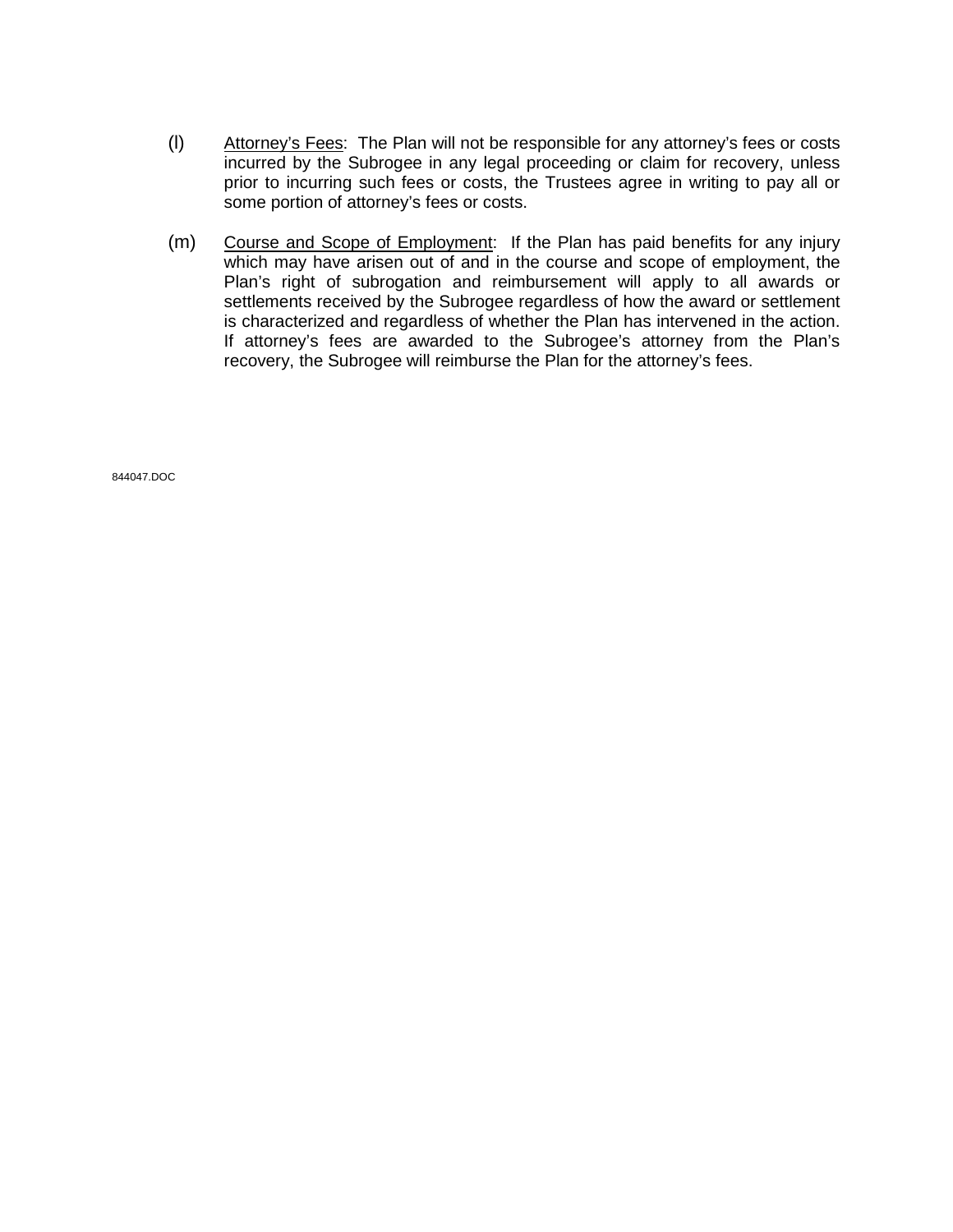(l) Attorney's Fees: The Plan will not be responsible for any attorney's fees or costs incurred by the Subrogee in any legal proceeding or claim for recovery, unless prior to incurring such fees or costs, the Trustees agree in writing to pay all or some portion of attorney's fees or costs.

(m) Course and Scope of Employment: If the Plan has paid benefits for any injury which may have arisen out of and in the course and scope of employment, the Plan's right of subrogation and reimbursement will apply to all awards or settlements received by the Subrogee regardless of how the award or settlement is characterized and regardless of whether the Plan has intervened in the action. If attorney's fees are awarded to the Subrogee's attorney from the Plan's recovery, the Subrogee will reimburse the Plan for the attorney's fees.

844047.DOC